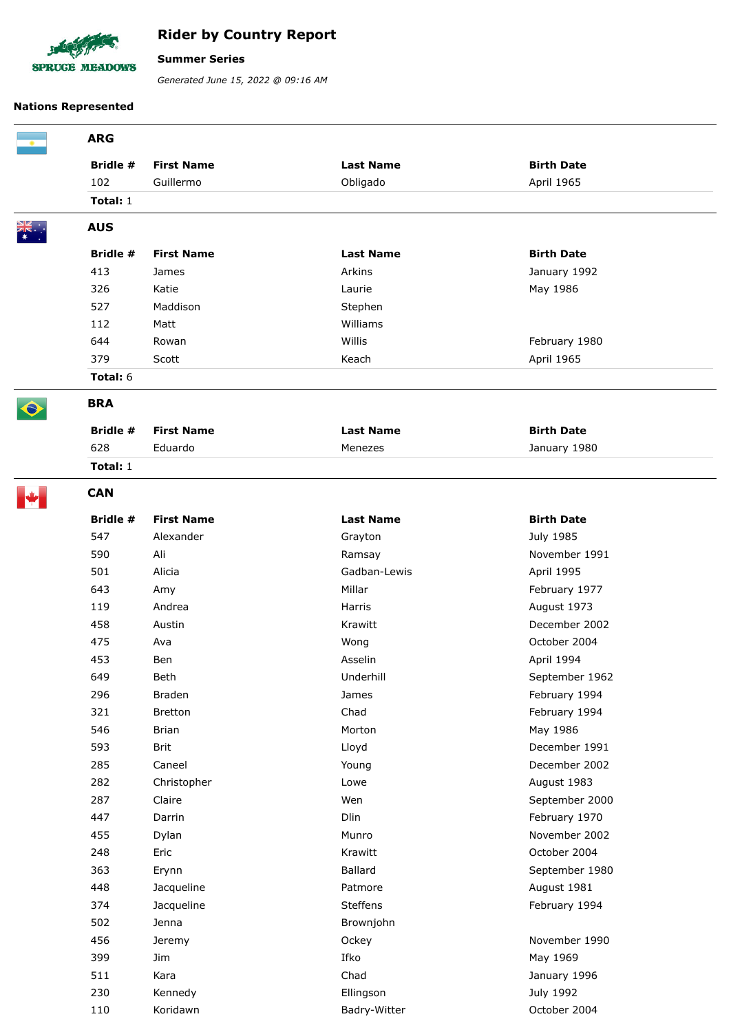# Rider by Country Report

**Summer Series**

*Generated June 15, 2022 @ 09:16 AM*

**Nations Represented**

## ARG

| Bridle # | First Name | Last Name | Birth Date |
|---|---|---|---|
| 102 | Guillermo | Obligado | April 1965 |

**Total:** 1

## AUS

| Bridle # | First Name | Last Name | Birth Date |
|---|---|---|---|
| 413 | James | Arkins | January 1992 |
| 326 | Katie | Laurie | May 1986 |
| 527 | Maddison | Stephen | |
| 112 | Matt | Williams | |
| 644 | Rowan | Willis | February 1980 |
| 379 | Scott | Keach | April 1965 |

**Total:** 6

## BRA

| Bridle # | First Name | Last Name | Birth Date |
|---|---|---|---|
| 628 | Eduardo | Menezes | January 1980 |

**Total:** 1

## CAN

| Bridle # | First Name | Last Name | Birth Date |
|---|---|---|---|
| 547 | Alexander | Grayton | July 1985 |
| 590 | Ali | Ramsay | November 1991 |
| 501 | Alicia | Gadban-Lewis | April 1995 |
| 643 | Amy | Millar | February 1977 |
| 119 | Andrea | Harris | August 1973 |
| 458 | Austin | Krawitt | December 2002 |
| 475 | Ava | Wong | October 2004 |
| 453 | Ben | Asselin | April 1994 |
| 649 | Beth | Underhill | September 1962 |
| 296 | Braden | James | February 1994 |
| 321 | Bretton | Chad | February 1994 |
| 546 | Brian | Morton | May 1986 |
| 593 | Brit | Lloyd | December 1991 |
| 285 | Caneel | Young | December 2002 |
| 282 | Christopher | Lowe | August 1983 |
| 287 | Claire | Wen | September 2000 |
| 447 | Darrin | Dlin | February 1970 |
| 455 | Dylan | Munro | November 2002 |
| 248 | Eric | Krawitt | October 2004 |
| 363 | Erynn | Ballard | September 1980 |
| 448 | Jacqueline | Patmore | August 1981 |
| 374 | Jacqueline | Steffens | February 1994 |
| 502 | Jenna | Brownjohn | |
| 456 | Jeremy | Ockey | November 1990 |
| 399 | Jim | Ifko | May 1969 |
| 511 | Kara | Chad | January 1996 |
| 230 | Kennedy | Ellingson | July 1992 |
| 110 | Koridawn | Badry-Witter | October 2004 |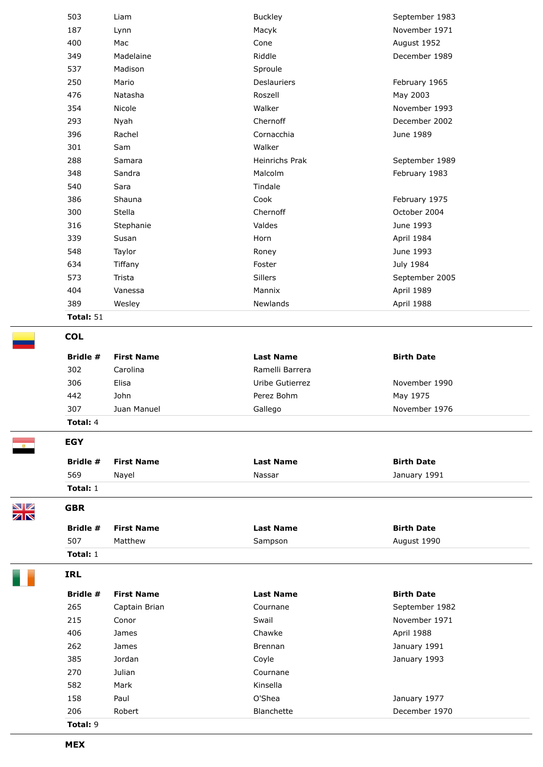| Bridle # | First Name | Last Name | Birth Date |
|---|---|---|---|
| 503 | Liam | Buckley | September 1983 |
| 187 | Lynn | Macyk | November 1971 |
| 400 | Mac | Cone | August 1952 |
| 349 | Madelaine | Riddle | December 1989 |
| 537 | Madison | Sproule | |
| 250 | Mario | Deslauriers | February 1965 |
| 476 | Natasha | Roszell | May 2003 |
| 354 | Nicole | Walker | November 1993 |
| 293 | Nyah | Chernoff | December 2002 |
| 396 | Rachel | Cornacchia | June 1989 |
| 301 | Sam | Walker | |
| 288 | Samara | Heinrichs Prak | September 1989 |
| 348 | Sandra | Malcolm | February 1983 |
| 540 | Sara | Tindale | |
| 386 | Shauna | Cook | February 1975 |
| 300 | Stella | Chernoff | October 2004 |
| 316 | Stephanie | Valdes | June 1993 |
| 339 | Susan | Horn | April 1984 |
| 548 | Taylor | Roney | June 1993 |
| 634 | Tiffany | Foster | July 1984 |
| 573 | Trista | Sillers | September 2005 |
| 404 | Vanessa | Mannix | April 1989 |
| 389 | Wesley | Newlands | April 1988 |

**Total:** 51

## COL

| Bridle # | First Name | Last Name | Birth Date |
|---|---|---|---|
| 302 | Carolina | Ramelli Barrera | |
| 306 | Elisa | Uribe Gutierrez | November 1990 |
| 442 | John | Perez Bohm | May 1975 |
| 307 | Juan Manuel | Gallego | November 1976 |

**Total:** 4

## EGY

| Bridle # | First Name | Last Name | Birth Date |
|---|---|---|---|
| 569 | Nayel | Nassar | January 1991 |

**Total:** 1

## GBR

| Bridle # | First Name | Last Name | Birth Date |
|---|---|---|---|
| 507 | Matthew | Sampson | August 1990 |

**Total:** 1

## IRL

| Bridle # | First Name | Last Name | Birth Date |
|---|---|---|---|
| 265 | Captain Brian | Cournane | September 1982 |
| 215 | Conor | Swail | November 1971 |
| 406 | James | Chawke | April 1988 |
| 262 | James | Brennan | January 1991 |
| 385 | Jordan | Coyle | January 1993 |
| 270 | Julian | Cournane | |
| 582 | Mark | Kinsella | |
| 158 | Paul | O'Shea | January 1977 |
| 206 | Robert | Blanchette | December 1970 |

**Total:** 9

## MEX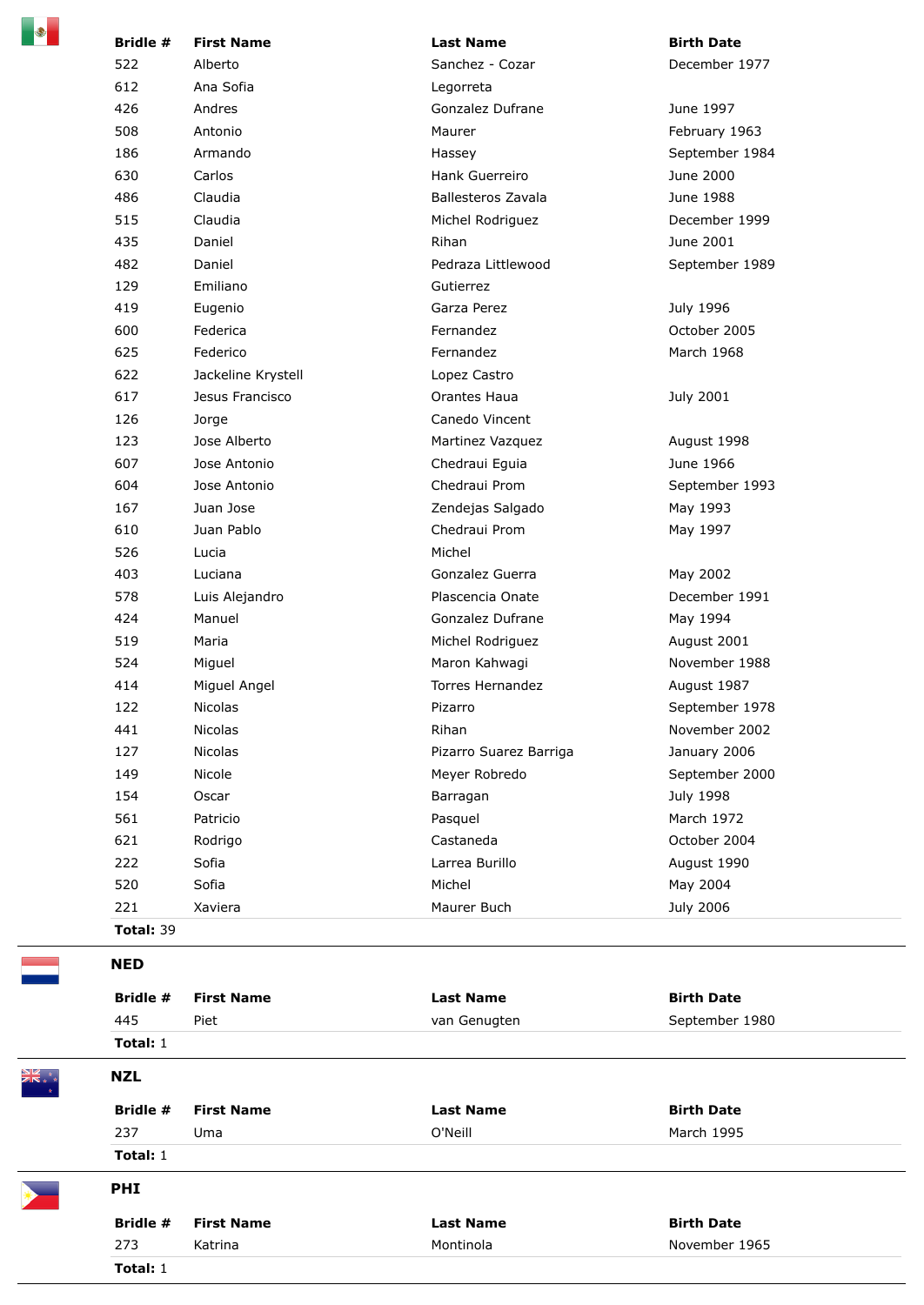| Bridle # | First Name | Last Name | Birth Date |
|---|---|---|---|
| 522 | Alberto | Sanchez - Cozar | December 1977 |
| 612 | Ana Sofia | Legorreta | |
| 426 | Andres | Gonzalez Dufrane | June 1997 |
| 508 | Antonio | Maurer | February 1963 |
| 186 | Armando | Hassey | September 1984 |
| 630 | Carlos | Hank Guerreiro | June 2000 |
| 486 | Claudia | Ballesteros Zavala | June 1988 |
| 515 | Claudia | Michel Rodriguez | December 1999 |
| 435 | Daniel | Rihan | June 2001 |
| 482 | Daniel | Pedraza Littlewood | September 1989 |
| 129 | Emiliano | Gutierrez | |
| 419 | Eugenio | Garza Perez | July 1996 |
| 600 | Federica | Fernandez | October 2005 |
| 625 | Federico | Fernandez | March 1968 |
| 622 | Jackeline Krystell | Lopez Castro | |
| 617 | Jesus Francisco | Orantes Haua | July 2001 |
| 126 | Jorge | Canedo Vincent | |
| 123 | Jose Alberto | Martinez Vazquez | August 1998 |
| 607 | Jose Antonio | Chedraui Eguia | June 1966 |
| 604 | Jose Antonio | Chedraui Prom | September 1993 |
| 167 | Juan Jose | Zendejas Salgado | May 1993 |
| 610 | Juan Pablo | Chedraui Prom | May 1997 |
| 526 | Lucia | Michel | |
| 403 | Luciana | Gonzalez Guerra | May 2002 |
| 578 | Luis Alejandro | Plascencia Onate | December 1991 |
| 424 | Manuel | Gonzalez Dufrane | May 1994 |
| 519 | Maria | Michel Rodriguez | August 2001 |
| 524 | Miguel | Maron Kahwagi | November 1988 |
| 414 | Miguel Angel | Torres Hernandez | August 1987 |
| 122 | Nicolas | Pizarro | September 1978 |
| 441 | Nicolas | Rihan | November 2002 |
| 127 | Nicolas | Pizarro Suarez Barriga | January 2006 |
| 149 | Nicole | Meyer Robredo | September 2000 |
| 154 | Oscar | Barragan | July 1998 |
| 561 | Patricio | Pasquel | March 1972 |
| 621 | Rodrigo | Castaneda | October 2004 |
| 222 | Sofia | Larrea Burillo | August 1990 |
| 520 | Sofia | Michel | May 2004 |
| 221 | Xaviera | Maurer Buch | July 2006 |

**Total:** 39

## NED

| Bridle # | First Name | Last Name | Birth Date |
|---|---|---|---|
| 445 | Piet | van Genugten | September 1980 |

**Total:** 1

## NZL

| Bridle # | First Name | Last Name | Birth Date |
|---|---|---|---|
| 237 | Uma | O'Neill | March 1995 |

**Total:** 1

## PHI

| Bridle # | First Name | Last Name | Birth Date |
|---|---|---|---|
| 273 | Katrina | Montinola | November 1965 |

**Total:** 1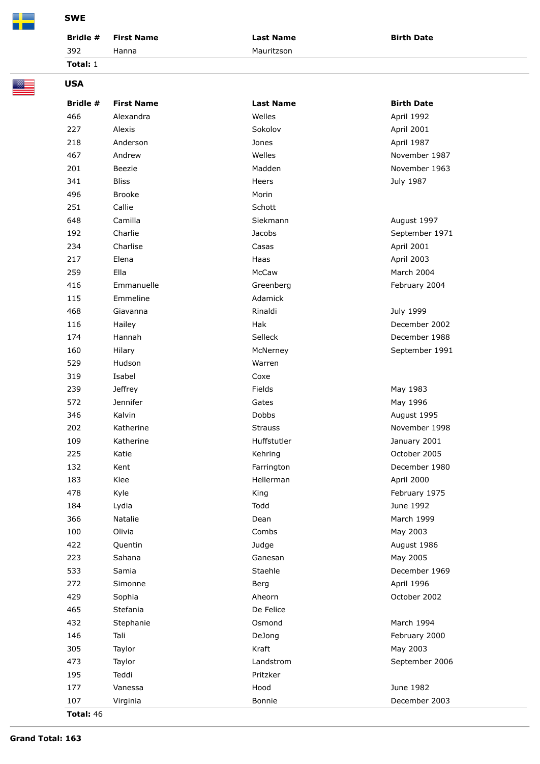## SWE

| Bridle # | First Name | Last Name | Birth Date |
|---|---|---|---|
| 392 | Hanna | Mauritzson | |

**Total:** 1

## USA

| Bridle # | First Name | Last Name | Birth Date |
|---|---|---|---|
| 466 | Alexandra | Welles | April 1992 |
| 227 | Alexis | Sokolov | April 2001 |
| 218 | Anderson | Jones | April 1987 |
| 467 | Andrew | Welles | November 1987 |
| 201 | Beezie | Madden | November 1963 |
| 341 | Bliss | Heers | July 1987 |
| 496 | Brooke | Morin | |
| 251 | Callie | Schott | |
| 648 | Camilla | Siekmann | August 1997 |
| 192 | Charlie | Jacobs | September 1971 |
| 234 | Charlise | Casas | April 2001 |
| 217 | Elena | Haas | April 2003 |
| 259 | Ella | McCaw | March 2004 |
| 416 | Emmanuelle | Greenberg | February 2004 |
| 115 | Emmeline | Adamick | |
| 468 | Giavanna | Rinaldi | July 1999 |
| 116 | Hailey | Hak | December 2002 |
| 174 | Hannah | Selleck | December 1988 |
| 160 | Hilary | McNerney | September 1991 |
| 529 | Hudson | Warren | |
| 319 | Isabel | Coxe | |
| 239 | Jeffrey | Fields | May 1983 |
| 572 | Jennifer | Gates | May 1996 |
| 346 | Kalvin | Dobbs | August 1995 |
| 202 | Katherine | Strauss | November 1998 |
| 109 | Katherine | Huffstutler | January 2001 |
| 225 | Katie | Kehring | October 2005 |
| 132 | Kent | Farrington | December 1980 |
| 183 | Klee | Hellerman | April 2000 |
| 478 | Kyle | King | February 1975 |
| 184 | Lydia | Todd | June 1992 |
| 366 | Natalie | Dean | March 1999 |
| 100 | Olivia | Combs | May 2003 |
| 422 | Quentin | Judge | August 1986 |
| 223 | Sahana | Ganesan | May 2005 |
| 533 | Samia | Staehle | December 1969 |
| 272 | Simonne | Berg | April 1996 |
| 429 | Sophia | Aheorn | October 2002 |
| 465 | Stefania | De Felice | |
| 432 | Stephanie | Osmond | March 1994 |
| 146 | Tali | DeJong | February 2000 |
| 305 | Taylor | Kraft | May 2003 |
| 473 | Taylor | Landstrom | September 2006 |
| 195 | Teddi | Pritzker | |
| 177 | Vanessa | Hood | June 1982 |
| 107 | Virginia | Bonnie | December 2003 |

**Total:** 46

**Grand Total: 163**